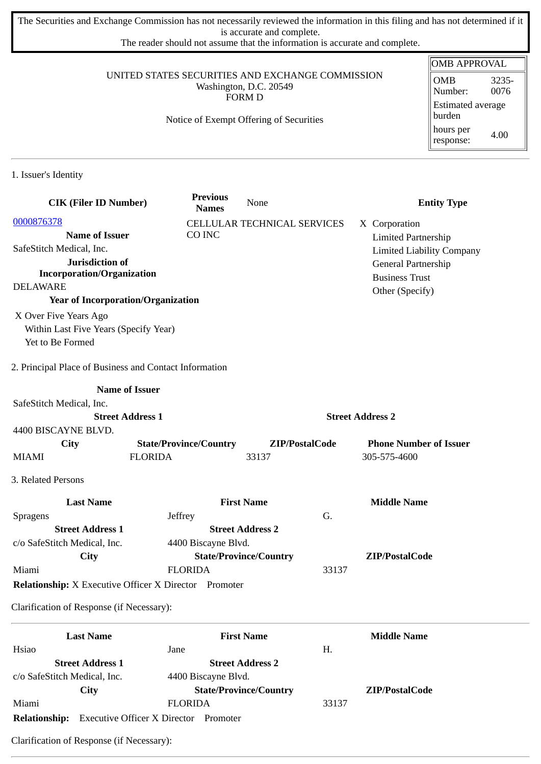The Securities and Exchange Commission has not necessarily reviewed the information in this filing and has not determined if it is accurate and complete.
The reader should not assume that the information is accurate and complete.

| OMB APPROVAL | |
|---|---|
| OMB Number: | 3235-0076 |
| Estimated average burden | |
| hours per response: | 4.00 |

UNITED STATES SECURITIES AND EXCHANGE COMMISSION
Washington, D.C. 20549
FORM D

Notice of Exempt Offering of Securities

## 1. Issuer's Identity

| CIK (Filer ID Number) | Previous Names | Entity Type |
|---|---|---|
| 0000876378 | None | X Corporation |
| **Name of Issuer** | CELLULAR TECHNICAL SERVICES CO INC | Limited Partnership |
| SafeStitch Medical, Inc. | | Limited Liability Company |
| **Jurisdiction of Incorporation/Organization** | | General Partnership |
| DELAWARE | | Business Trust |
| **Year of Incorporation/Organization** | | Other (Specify) |

X Over Five Years Ago
Within Last Five Years (Specify Year)
Yet to Be Formed

## 2. Principal Place of Business and Contact Information

**Name of Issuer**
SafeStitch Medical, Inc.

| Street Address 1 | | Street Address 2 | |
|---|---|---|---|
| 4400 BISCAYNE BLVD. | | | |
| **City** | **State/Province/Country** | **ZIP/PostalCode** | **Phone Number of Issuer** |
| MIAMI | FLORIDA | 33137 | 305-575-4600 |

## 3. Related Persons

| Last Name | First Name | Middle Name |
|---|---|---|
| Spragens | Jeffrey | G. |
| **Street Address 1** | **Street Address 2** | |
| c/o SafeStitch Medical, Inc. | 4400 Biscayne Blvd. | |
| **City** | **State/Province/Country** | **ZIP/PostalCode** |
| Miami | FLORIDA | 33137 |

**Relationship:** X Executive Officer X Director Promoter

Clarification of Response (if Necessary):

---

| Last Name | First Name | Middle Name |
|---|---|---|
| Hsiao | Jane | H. |
| **Street Address 1** | **Street Address 2** | |
| c/o SafeStitch Medical, Inc. | 4400 Biscayne Blvd. | |
| **City** | **State/Province/Country** | **ZIP/PostalCode** |
| Miami | FLORIDA | 33137 |

**Relationship:** Executive Officer X Director Promoter

Clarification of Response (if Necessary):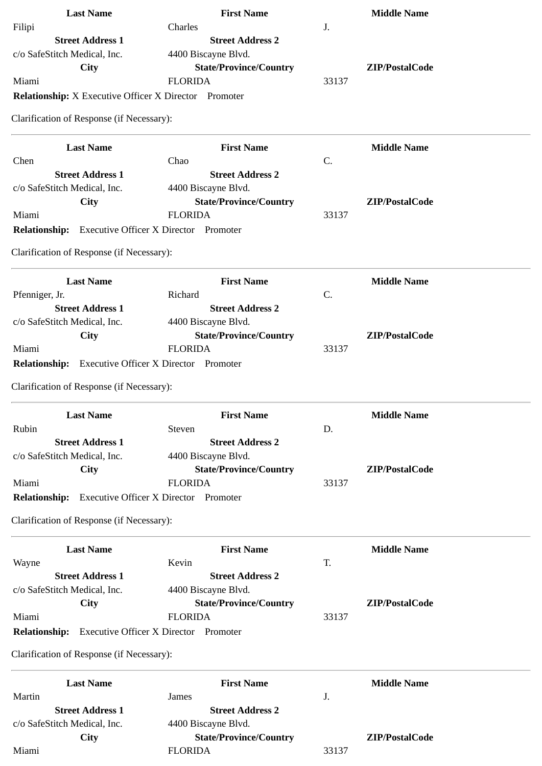| Last Name | First Name | Middle Name |
| --- | --- | --- |
| Filipi | Charles | J. |
| **Street Address 1** | **Street Address 2** | |
| c/o SafeStitch Medical, Inc. | 4400 Biscayne Blvd. | |
| **City** | **State/Province/Country** | **ZIP/PostalCode** |
| Miami | FLORIDA | 33137 |

**Relationship:** X Executive Officer X Director Promoter

Clarification of Response (if Necessary):

---

| Last Name | First Name | Middle Name |
| --- | --- | --- |
| Chen | Chao | C. |
| **Street Address 1** | **Street Address 2** | |
| c/o SafeStitch Medical, Inc. | 4400 Biscayne Blvd. | |
| **City** | **State/Province/Country** | **ZIP/PostalCode** |
| Miami | FLORIDA | 33137 |

**Relationship:** Executive Officer X Director Promoter

Clarification of Response (if Necessary):

---

| Last Name | First Name | Middle Name |
| --- | --- | --- |
| Pfenniger, Jr. | Richard | C. |
| **Street Address 1** | **Street Address 2** | |
| c/o SafeStitch Medical, Inc. | 4400 Biscayne Blvd. | |
| **City** | **State/Province/Country** | **ZIP/PostalCode** |
| Miami | FLORIDA | 33137 |

**Relationship:** Executive Officer X Director Promoter

Clarification of Response (if Necessary):

---

| Last Name | First Name | Middle Name |
| --- | --- | --- |
| Rubin | Steven | D. |
| **Street Address 1** | **Street Address 2** | |
| c/o SafeStitch Medical, Inc. | 4400 Biscayne Blvd. | |
| **City** | **State/Province/Country** | **ZIP/PostalCode** |
| Miami | FLORIDA | 33137 |

**Relationship:** Executive Officer X Director Promoter

Clarification of Response (if Necessary):

---

| Last Name | First Name | Middle Name |
| --- | --- | --- |
| Wayne | Kevin | T. |
| **Street Address 1** | **Street Address 2** | |
| c/o SafeStitch Medical, Inc. | 4400 Biscayne Blvd. | |
| **City** | **State/Province/Country** | **ZIP/PostalCode** |
| Miami | FLORIDA | 33137 |

**Relationship:** Executive Officer X Director Promoter

Clarification of Response (if Necessary):

---

| Last Name | First Name | Middle Name |
| --- | --- | --- |
| Martin | James | J. |
| **Street Address 1** | **Street Address 2** | |
| c/o SafeStitch Medical, Inc. | 4400 Biscayne Blvd. | |
| **City** | **State/Province/Country** | **ZIP/PostalCode** |
| Miami | FLORIDA | 33137 |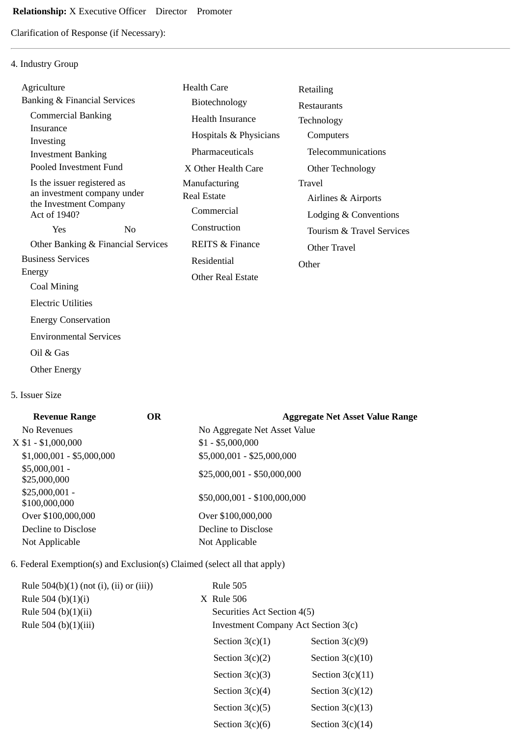**Relationship:** X Executive Officer  Director  Promoter

Clarification of Response (if Necessary):

---

4. Industry Group

- Agriculture
- Banking & Financial Services
  - Commercial Banking
  - Insurance
  - Investing
  - Investment Banking
  - Pooled Investment Fund
  - Is the issuer registered as an investment company under the Investment Company Act of 1940?
    - Yes
    - No
  - Other Banking & Financial Services
- Business Services
- Energy
  - Coal Mining
  - Electric Utilities
  - Energy Conservation
  - Environmental Services
  - Oil & Gas
  - Other Energy
- Health Care
  - Biotechnology
  - Health Insurance
  - Hospitals & Physicians
  - Pharmaceuticals
  - X Other Health Care
- Manufacturing
- Real Estate
  - Commercial
  - Construction
  - REITS & Finance
  - Residential
  - Other Real Estate
- Retailing
- Restaurants
- Technology
  - Computers
  - Telecommunications
  - Other Technology
- Travel
  - Airlines & Airports
  - Lodging & Conventions
  - Tourism & Travel Services
  - Other Travel
- Other

5. Issuer Size

| Revenue Range | OR | Aggregate Net Asset Value Range |
|---|---|---|
| No Revenues | | No Aggregate Net Asset Value |
| X $1 - $1,000,000 | | $1 - $5,000,000 |
| $1,000,001 - $5,000,000 | | $5,000,001 - $25,000,000 |
| $5,000,001 - $25,000,000 | | $25,000,001 - $50,000,000 |
| $25,000,001 - $100,000,000 | | $50,000,001 - $100,000,000 |
| Over $100,000,000 | | Over $100,000,000 |
| Decline to Disclose | | Decline to Disclose |
| Not Applicable | | Not Applicable |

6. Federal Exemption(s) and Exclusion(s) Claimed (select all that apply)

- Rule 504(b)(1) (not (i), (ii) or (iii))
- Rule 504 (b)(1)(i)
- Rule 504 (b)(1)(ii)
- Rule 504 (b)(1)(iii)
- Rule 505
- X Rule 506
- Securities Act Section 4(5)
- Investment Company Act Section 3(c)
  - Section 3(c)(1)
  - Section 3(c)(2)
  - Section 3(c)(3)
  - Section 3(c)(4)
  - Section 3(c)(5)
  - Section 3(c)(6)
  - Section 3(c)(9)
  - Section 3(c)(10)
  - Section 3(c)(11)
  - Section 3(c)(12)
  - Section 3(c)(13)
  - Section 3(c)(14)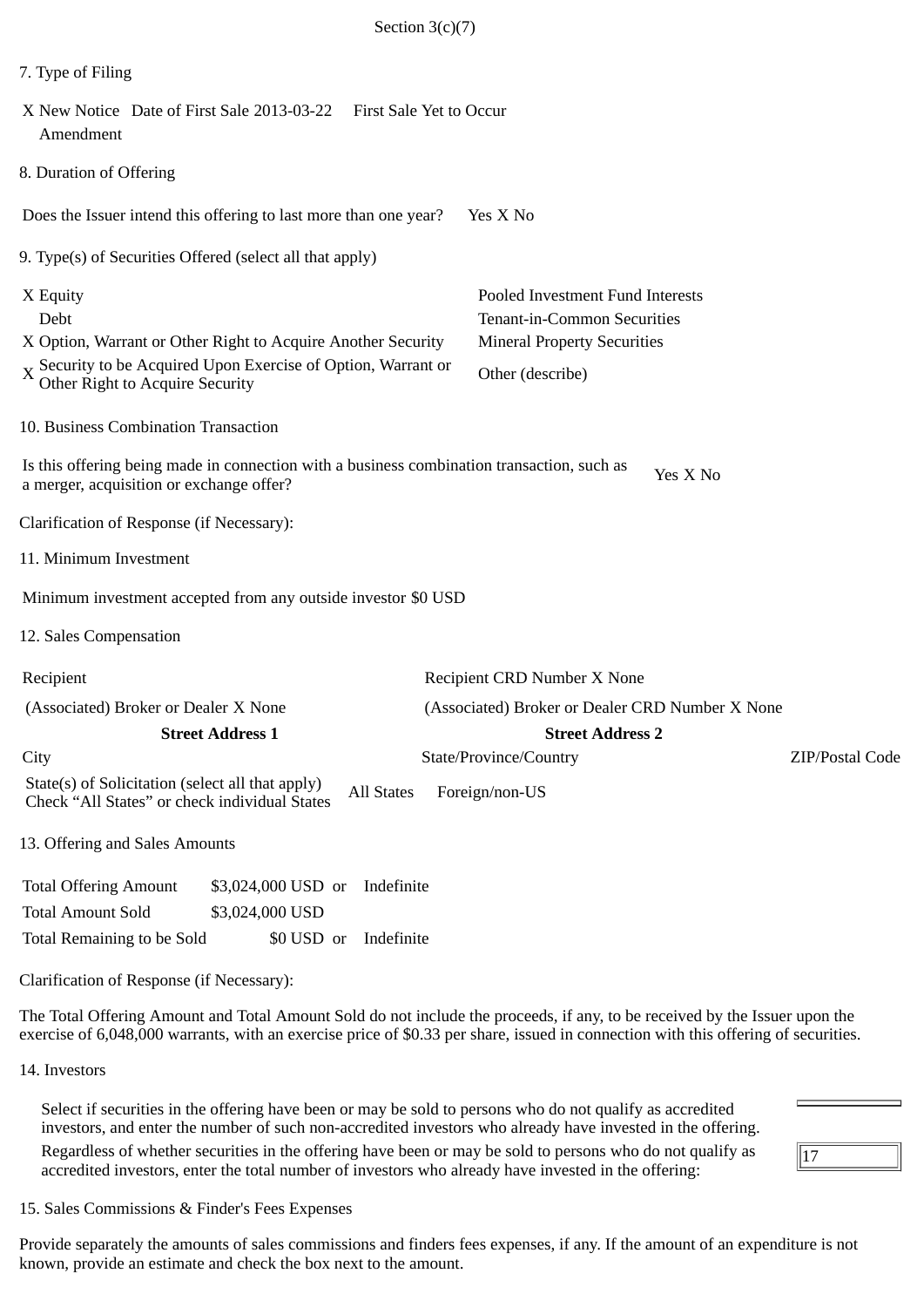Section 3(c)(7)

7. Type of Filing

X New Notice Date of First Sale 2013-03-22 First Sale Yet to Occur
Amendment

8. Duration of Offering

Does the Issuer intend this offering to last more than one year? Yes X No

9. Type(s) of Securities Offered (select all that apply)

| | |
|---|---|
| X Equity | Pooled Investment Fund Interests |
| Debt | Tenant-in-Common Securities |
| X Option, Warrant or Other Right to Acquire Another Security | Mineral Property Securities |
| X Security to be Acquired Upon Exercise of Option, Warrant or Other Right to Acquire Security | Other (describe) |

10. Business Combination Transaction

Is this offering being made in connection with a business combination transaction, such as a merger, acquisition or exchange offer? Yes X No

Clarification of Response (if Necessary):

11. Minimum Investment

Minimum investment accepted from any outside investor $0 USD

12. Sales Compensation

| | | |
|---|---|---|
| Recipient | Recipient CRD Number X None | |
| (Associated) Broker or Dealer X None | (Associated) Broker or Dealer CRD Number X None | |
| **Street Address 1** | **Street Address 2** | |
| City | State/Province/Country | ZIP/Postal Code |

State(s) of Solicitation (select all that apply)
Check "All States" or check individual States All States Foreign/non-US

13. Offering and Sales Amounts

| | | | |
|---|---|---|---|
| Total Offering Amount | $3,024,000 USD | or | Indefinite |
| Total Amount Sold | $3,024,000 USD | | |
| Total Remaining to be Sold | $0 USD | or | Indefinite |

Clarification of Response (if Necessary):

The Total Offering Amount and Total Amount Sold do not include the proceeds, if any, to be received by the Issuer upon the exercise of 6,048,000 warrants, with an exercise price of $0.33 per share, issued in connection with this offering of securities.

14. Investors

Select if securities in the offering have been or may be sold to persons who do not qualify as accredited investors, and enter the number of such non-accredited investors who already have invested in the offering.

Regardless of whether securities in the offering have been or may be sold to persons who do not qualify as accredited investors, enter the total number of investors who already have invested in the offering: 17

15. Sales Commissions & Finder's Fees Expenses

Provide separately the amounts of sales commissions and finders fees expenses, if any. If the amount of an expenditure is not known, provide an estimate and check the box next to the amount.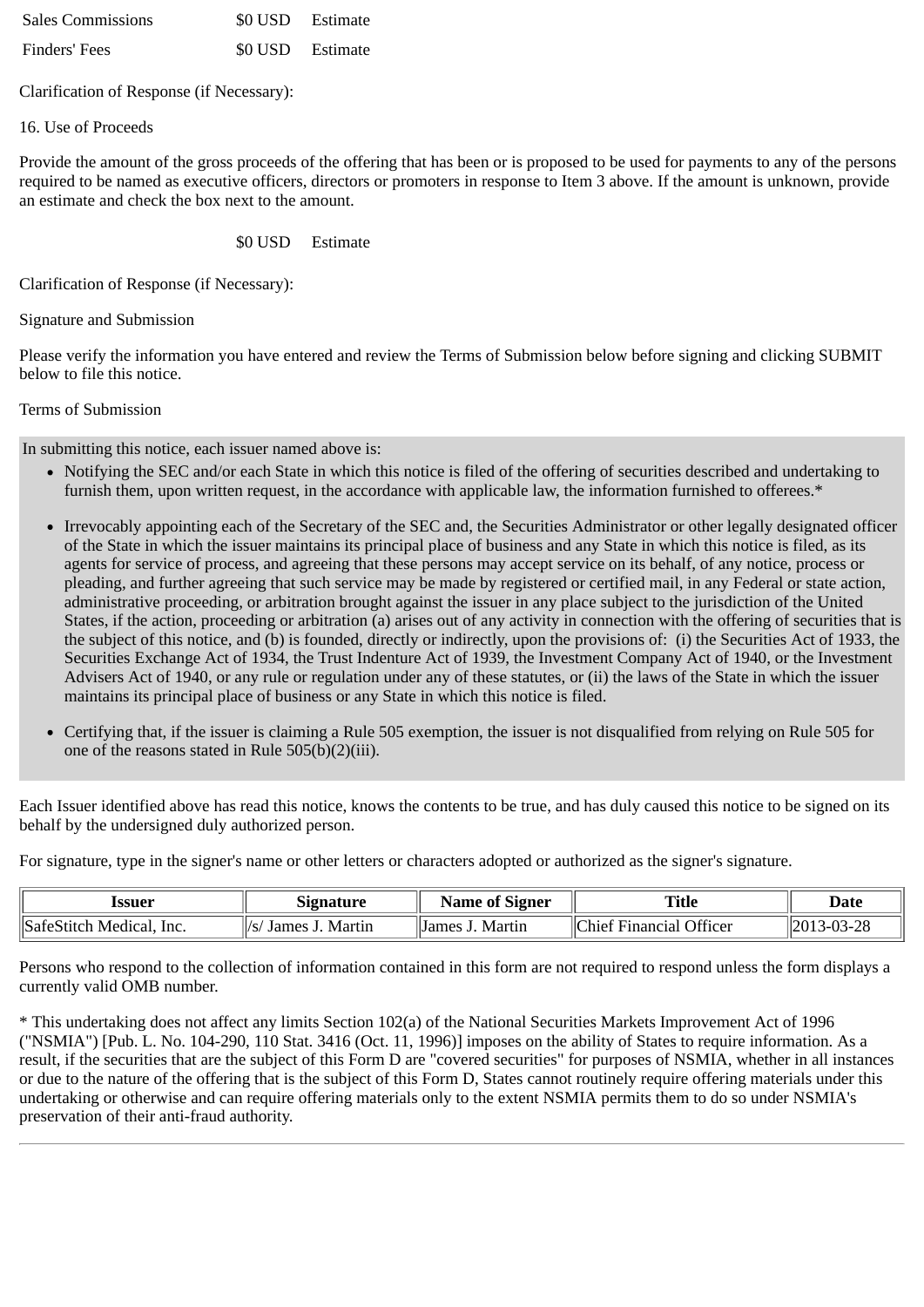| | | |
|---|---|---|
| Sales Commissions | $0 USD | Estimate |
| Finders' Fees | $0 USD | Estimate |

Clarification of Response (if Necessary):

16. Use of Proceeds

Provide the amount of the gross proceeds of the offering that has been or is proposed to be used for payments to any of the persons required to be named as executive officers, directors or promoters in response to Item 3 above. If the amount is unknown, provide an estimate and check the box next to the amount.

$0 USD Estimate

Clarification of Response (if Necessary):

Signature and Submission

Please verify the information you have entered and review the Terms of Submission below before signing and clicking SUBMIT below to file this notice.

Terms of Submission

In submitting this notice, each issuer named above is:

- Notifying the SEC and/or each State in which this notice is filed of the offering of securities described and undertaking to furnish them, upon written request, in the accordance with applicable law, the information furnished to offerees.*
- Irrevocably appointing each of the Secretary of the SEC and, the Securities Administrator or other legally designated officer of the State in which the issuer maintains its principal place of business and any State in which this notice is filed, as its agents for service of process, and agreeing that these persons may accept service on its behalf, of any notice, process or pleading, and further agreeing that such service may be made by registered or certified mail, in any Federal or state action, administrative proceeding, or arbitration brought against the issuer in any place subject to the jurisdiction of the United States, if the action, proceeding or arbitration (a) arises out of any activity in connection with the offering of securities that is the subject of this notice, and (b) is founded, directly or indirectly, upon the provisions of: (i) the Securities Act of 1933, the Securities Exchange Act of 1934, the Trust Indenture Act of 1939, the Investment Company Act of 1940, or the Investment Advisers Act of 1940, or any rule or regulation under any of these statutes, or (ii) the laws of the State in which the issuer maintains its principal place of business or any State in which this notice is filed.
- Certifying that, if the issuer is claiming a Rule 505 exemption, the issuer is not disqualified from relying on Rule 505 for one of the reasons stated in Rule 505(b)(2)(iii).

Each Issuer identified above has read this notice, knows the contents to be true, and has duly caused this notice to be signed on its behalf by the undersigned duly authorized person.

For signature, type in the signer's name or other letters or characters adopted or authorized as the signer's signature.

| Issuer | Signature | Name of Signer | Title | Date |
|---|---|---|---|---|
| SafeStitch Medical, Inc. | /s/ James J. Martin | James J. Martin | Chief Financial Officer | 2013-03-28 |

Persons who respond to the collection of information contained in this form are not required to respond unless the form displays a currently valid OMB number.

\* This undertaking does not affect any limits Section 102(a) of the National Securities Markets Improvement Act of 1996 ("NSMIA") [Pub. L. No. 104-290, 110 Stat. 3416 (Oct. 11, 1996)] imposes on the ability of States to require information. As a result, if the securities that are the subject of this Form D are "covered securities" for purposes of NSMIA, whether in all instances or due to the nature of the offering that is the subject of this Form D, States cannot routinely require offering materials under this undertaking or otherwise and can require offering materials only to the extent NSMIA permits them to do so under NSMIA's preservation of their anti-fraud authority.